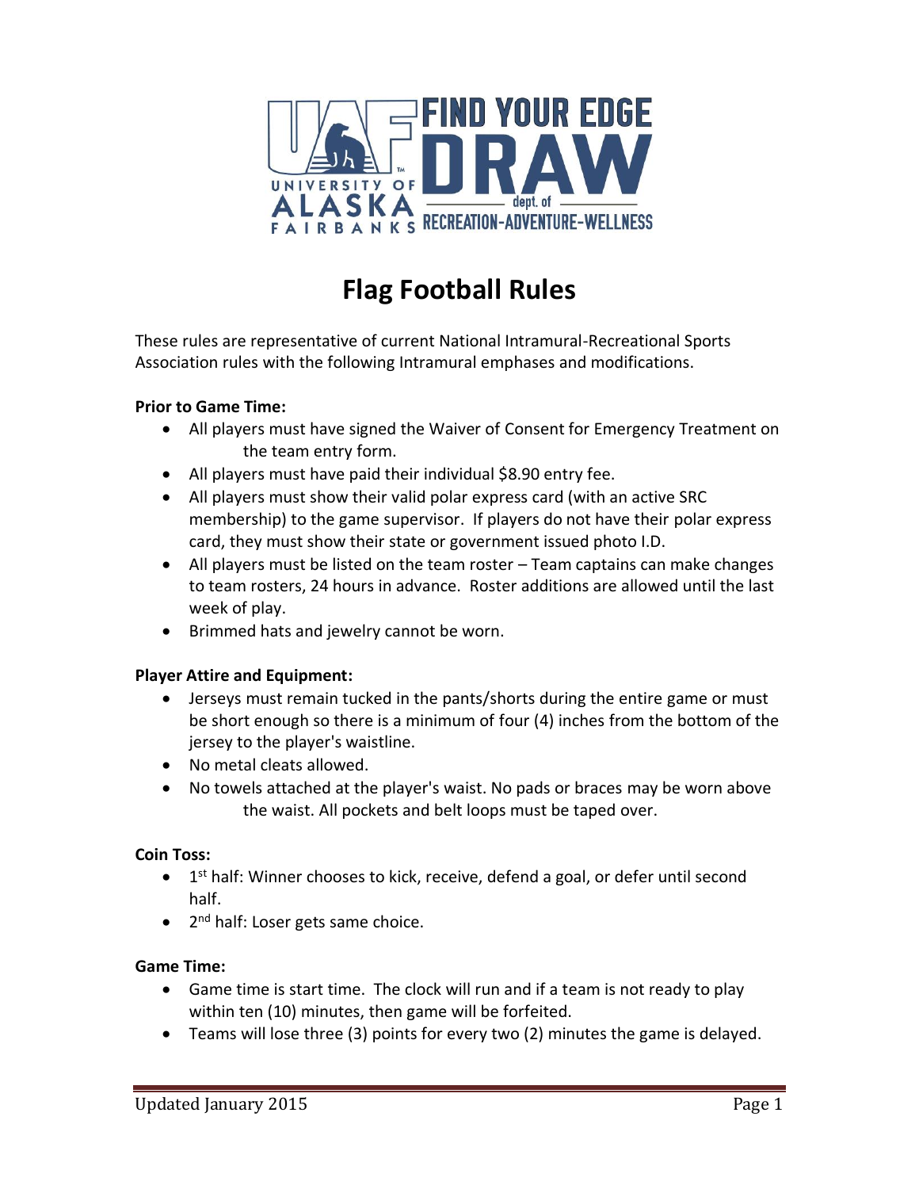# Flag Football Rules

These rules are representative of current National Intramural-Recreational Sports Association rules with the following Intramural emphases and modifications.

**Prior to Game Time:**

- All players must have signed the Waiver of Consent for Emergency Treatment on the team entry form.
- All players must have paid their individual $8.90 entry fee.
- All players must show their valid polar express card (with an active SRC membership) to the game supervisor. If players do not have their polar express card, they must show their state or government issued photo I.D.
- All players must be listed on the team roster – Team captains can make changes to team rosters, 24 hours in advance. Roster additions are allowed until the last week of play.
- Brimmed hats and jewelry cannot be worn.

**Player Attire and Equipment:**

- Jerseys must remain tucked in the pants/shorts during the entire game or must be short enough so there is a minimum of four (4) inches from the bottom of the jersey to the player's waistline.
- No metal cleats allowed.
- No towels attached at the player's waist. No pads or braces may be worn above the waist. All pockets and belt loops must be taped over.

**Coin Toss:**

- 1st half: Winner chooses to kick, receive, defend a goal, or defer until second half.
- 2nd half: Loser gets same choice.

**Game Time:**

- Game time is start time. The clock will run and if a team is not ready to play within ten (10) minutes, then game will be forfeited.
- Teams will lose three (3) points for every two (2) minutes the game is delayed.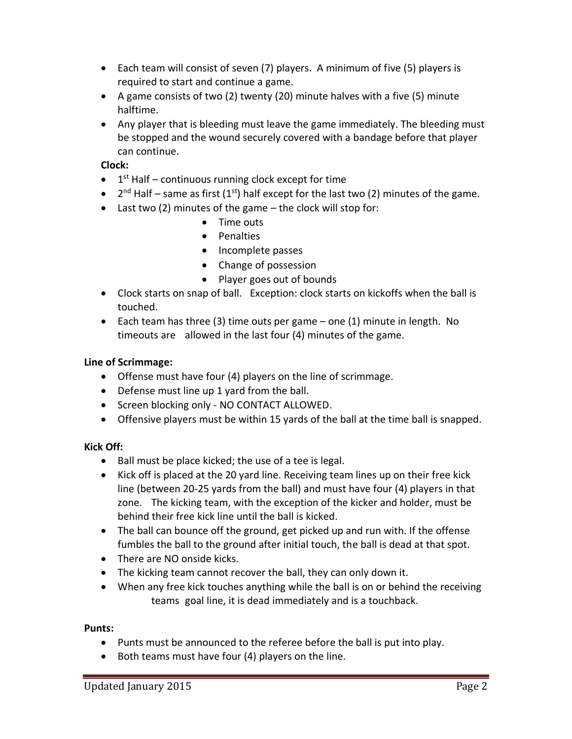- Each team will consist of seven (7) players. A minimum of five (5) players is required to start and continue a game.
- A game consists of two (2) twenty (20) minute halves with a five (5) minute halftime.
- Any player that is bleeding must leave the game immediately. The bleeding must be stopped and the wound securely covered with a bandage before that player can continue.

**Clock:**

- 1st Half – continuous running clock except for time
- 2nd Half – same as first (1st) half except for the last two (2) minutes of the game.
- Last two (2) minutes of the game – the clock will stop for:
    - Time outs
    - Penalties
    - Incomplete passes
    - Change of possession
    - Player goes out of bounds
- Clock starts on snap of ball. Exception: clock starts on kickoffs when the ball is touched.
- Each team has three (3) time outs per game – one (1) minute in length. No timeouts are allowed in the last four (4) minutes of the game.

**Line of Scrimmage:**

- Offense must have four (4) players on the line of scrimmage.
- Defense must line up 1 yard from the ball.
- Screen blocking only - NO CONTACT ALLOWED.
- Offensive players must be within 15 yards of the ball at the time ball is snapped.

**Kick Off:**

- Ball must be place kicked; the use of a tee is legal.
- Kick off is placed at the 20 yard line. Receiving team lines up on their free kick line (between 20-25 yards from the ball) and must have four (4) players in that zone. The kicking team, with the exception of the kicker and holder, must be behind their free kick line until the ball is kicked.
- The ball can bounce off the ground, get picked up and run with. If the offense fumbles the ball to the ground after initial touch, the ball is dead at that spot.
- There are NO onside kicks.
- The kicking team cannot recover the ball, they can only down it.
- When any free kick touches anything while the ball is on or behind the receiving teams goal line, it is dead immediately and is a touchback.

**Punts:**

- Punts must be announced to the referee before the ball is put into play.
- Both teams must have four (4) players on the line.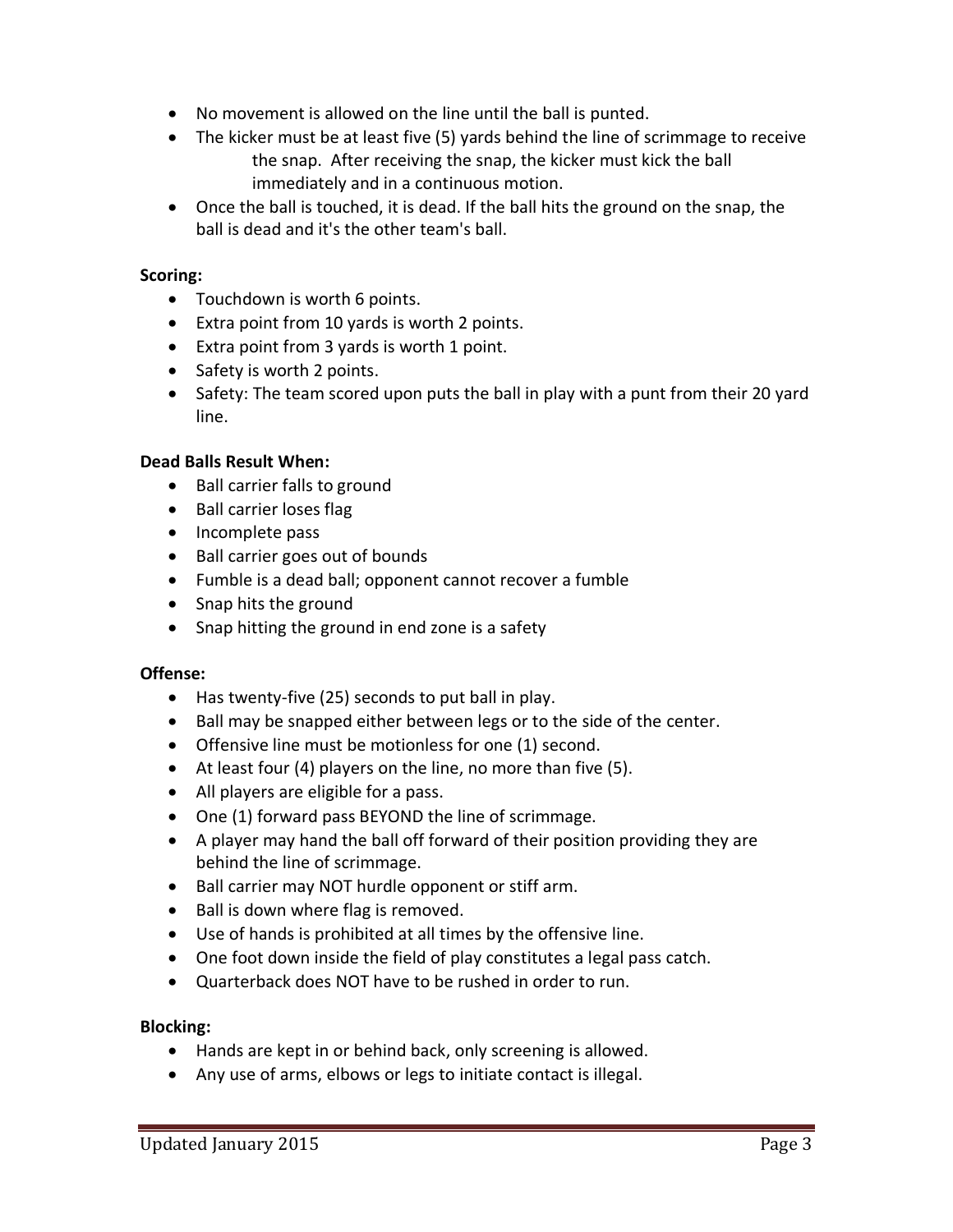- No movement is allowed on the line until the ball is punted.
- The kicker must be at least five (5) yards behind the line of scrimmage to receive the snap. After receiving the snap, the kicker must kick the ball immediately and in a continuous motion.
- Once the ball is touched, it is dead. If the ball hits the ground on the snap, the ball is dead and it's the other team's ball.

**Scoring:**

- Touchdown is worth 6 points.
- Extra point from 10 yards is worth 2 points.
- Extra point from 3 yards is worth 1 point.
- Safety is worth 2 points.
- Safety: The team scored upon puts the ball in play with a punt from their 20 yard line.

**Dead Balls Result When:**

- Ball carrier falls to ground
- Ball carrier loses flag
- Incomplete pass
- Ball carrier goes out of bounds
- Fumble is a dead ball; opponent cannot recover a fumble
- Snap hits the ground
- Snap hitting the ground in end zone is a safety

**Offense:**

- Has twenty-five (25) seconds to put ball in play.
- Ball may be snapped either between legs or to the side of the center.
- Offensive line must be motionless for one (1) second.
- At least four (4) players on the line, no more than five (5).
- All players are eligible for a pass.
- One (1) forward pass BEYOND the line of scrimmage.
- A player may hand the ball off forward of their position providing they are behind the line of scrimmage.
- Ball carrier may NOT hurdle opponent or stiff arm.
- Ball is down where flag is removed.
- Use of hands is prohibited at all times by the offensive line.
- One foot down inside the field of play constitutes a legal pass catch.
- Quarterback does NOT have to be rushed in order to run.

**Blocking:**

- Hands are kept in or behind back, only screening is allowed.
- Any use of arms, elbows or legs to initiate contact is illegal.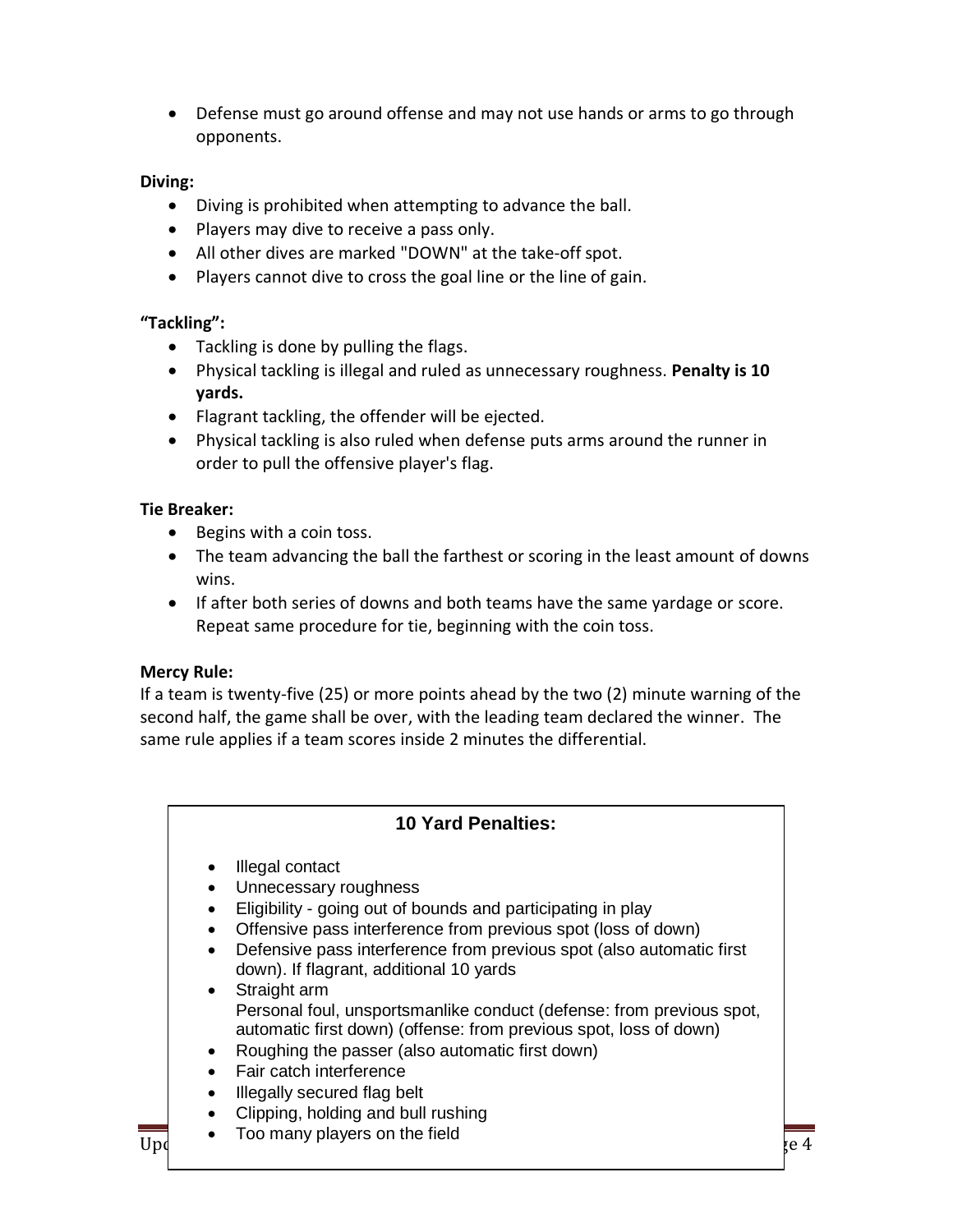- Defense must go around offense and may not use hands or arms to go through opponents.

**Diving:**

- Diving is prohibited when attempting to advance the ball.
- Players may dive to receive a pass only.
- All other dives are marked "DOWN" at the take-off spot.
- Players cannot dive to cross the goal line or the line of gain.

**"Tackling":**

- Tackling is done by pulling the flags.
- Physical tackling is illegal and ruled as unnecessary roughness. **Penalty is 10 yards.**
- Flagrant tackling, the offender will be ejected.
- Physical tackling is also ruled when defense puts arms around the runner in order to pull the offensive player's flag.

**Tie Breaker:**

- Begins with a coin toss.
- The team advancing the ball the farthest or scoring in the least amount of downs wins.
- If after both series of downs and both teams have the same yardage or score. Repeat same procedure for tie, beginning with the coin toss.

**Mercy Rule:**

If a team is twenty-five (25) or more points ahead by the two (2) minute warning of the second half, the game shall be over, with the leading team declared the winner. The same rule applies if a team scores inside 2 minutes the differential.

**10 Yard Penalties:**

- Illegal contact
- Unnecessary roughness
- Eligibility - going out of bounds and participating in play
- Offensive pass interference from previous spot (loss of down)
- Defensive pass interference from previous spot (also automatic first down). If flagrant, additional 10 yards
- Straight arm
  Personal foul, unsportsmanlike conduct (defense: from previous spot, automatic first down) (offense: from previous spot, loss of down)
- Roughing the passer (also automatic first down)
- Fair catch interference
- Illegally secured flag belt
- Clipping, holding and bull rushing
- Too many players on the field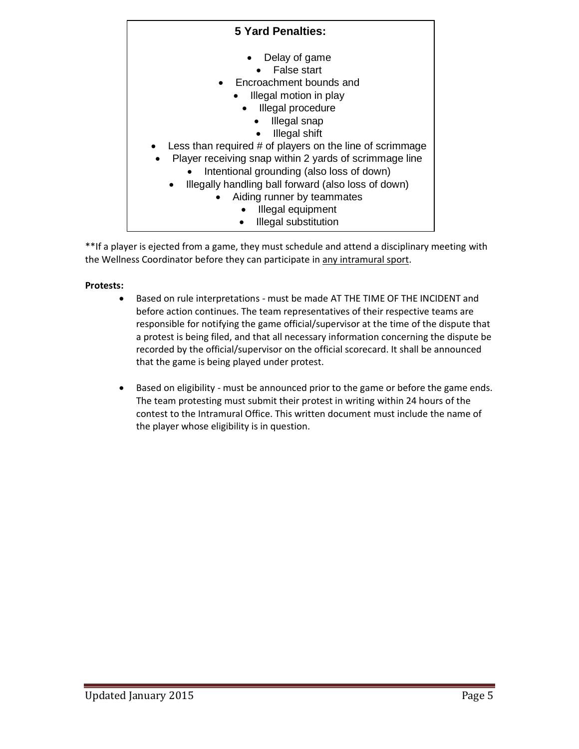**5 Yard Penalties:**

- Delay of game
- False start
- Encroachment bounds and
- Illegal motion in play
- Illegal procedure
- Illegal snap
- Illegal shift
- Less than required # of players on the line of scrimmage
- Player receiving snap within 2 yards of scrimmage line
- Intentional grounding (also loss of down)
- Illegally handling ball forward (also loss of down)
- Aiding runner by teammates
- Illegal equipment
- Illegal substitution

**If a player is ejected from a game, they must schedule and attend a disciplinary meeting with the Wellness Coordinator before they can participate in any intramural sport.

**Protests:**

- Based on rule interpretations - must be made AT THE TIME OF THE INCIDENT and before action continues. The team representatives of their respective teams are responsible for notifying the game official/supervisor at the time of the dispute that a protest is being filed, and that all necessary information concerning the dispute be recorded by the official/supervisor on the official scorecard. It shall be announced that the game is being played under protest.

- Based on eligibility - must be announced prior to the game or before the game ends. The team protesting must submit their protest in writing within 24 hours of the contest to the Intramural Office. This written document must include the name of the player whose eligibility is in question.